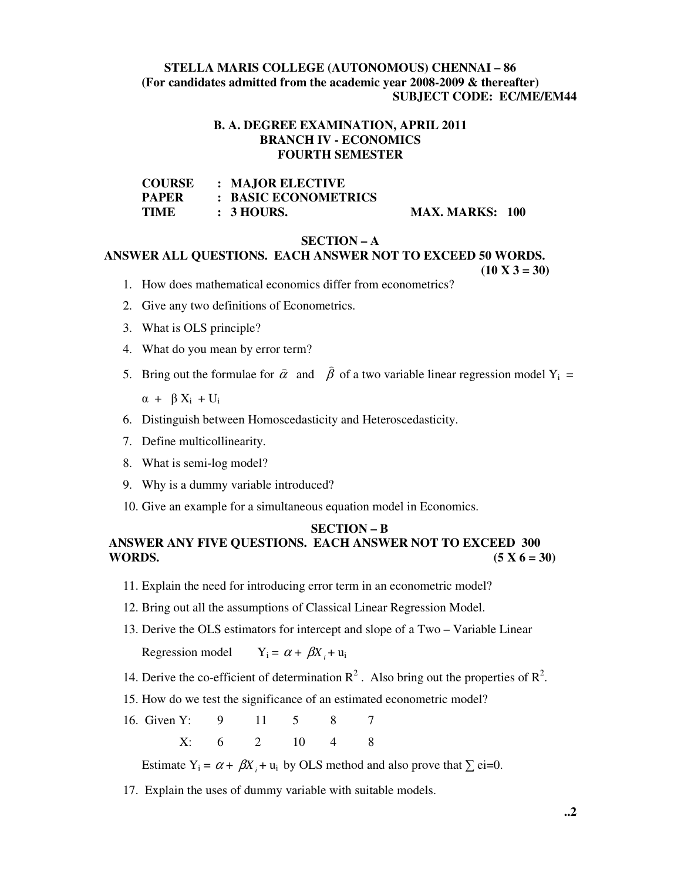**STELLA MARIS COLLEGE (AUTONOMOUS) CHENNAI – 86**
**(For candidates admitted from the academic year 2008-2009 & thereafter)**
**SUBJECT CODE: EC/ME/EM44**

**B. A. DEGREE EXAMINATION, APRIL 2011**
**BRANCH IV - ECONOMICS**
**FOURTH SEMESTER**

**COURSE : MAJOR ELECTIVE**
**PAPER : BASIC ECONOMETRICS**
**TIME : 3 HOURS. MAX. MARKS: 100**

## SECTION – A

**ANSWER ALL QUESTIONS. EACH ANSWER NOT TO EXCEED 50 WORDS.**
**(10 X 3 = 30)**

1. How does mathematical economics differ from econometrics?
2. Give any two definitions of Econometrics.
3. What is OLS principle?
4. What do you mean by error term?
5. Bring out the formulae for $\hat{\alpha}$ and $\hat{\beta}$ of a two variable linear regression model $Y_i = \alpha + \beta X_i + U_i$
6. Distinguish between Homoscedasticity and Heteroscedasticity.
7. Define multicollinearity.
8. What is semi-log model?
9. Why is a dummy variable introduced?
10. Give an example for a simultaneous equation model in Economics.

## SECTION – B

**ANSWER ANY FIVE QUESTIONS. EACH ANSWER NOT TO EXCEED 300 WORDS.** **(5 X 6 = 30)**

11. Explain the need for introducing error term in an econometric model?
12. Bring out all the assumptions of Classical Linear Regression Model.
13. Derive the OLS estimators for intercept and slope of a Two – Variable Linear Regression model $Y_i = \alpha + \beta X_i + u_i$
14. Derive the co-efficient of determination $R^2$. Also bring out the properties of $R^2$.
15. How do we test the significance of an estimated econometric model?
16. Given

| Y: | 9 | 11 | 5 | 8 | 7 |
|---|---|---|---|---|---|
| X: | 6 | 2 | 10 | 4 | 8 |

    Estimate $Y_i = \alpha + \beta X_i + u_i$ by OLS method and also prove that $\sum e_i = 0$.

17. Explain the uses of dummy variable with suitable models.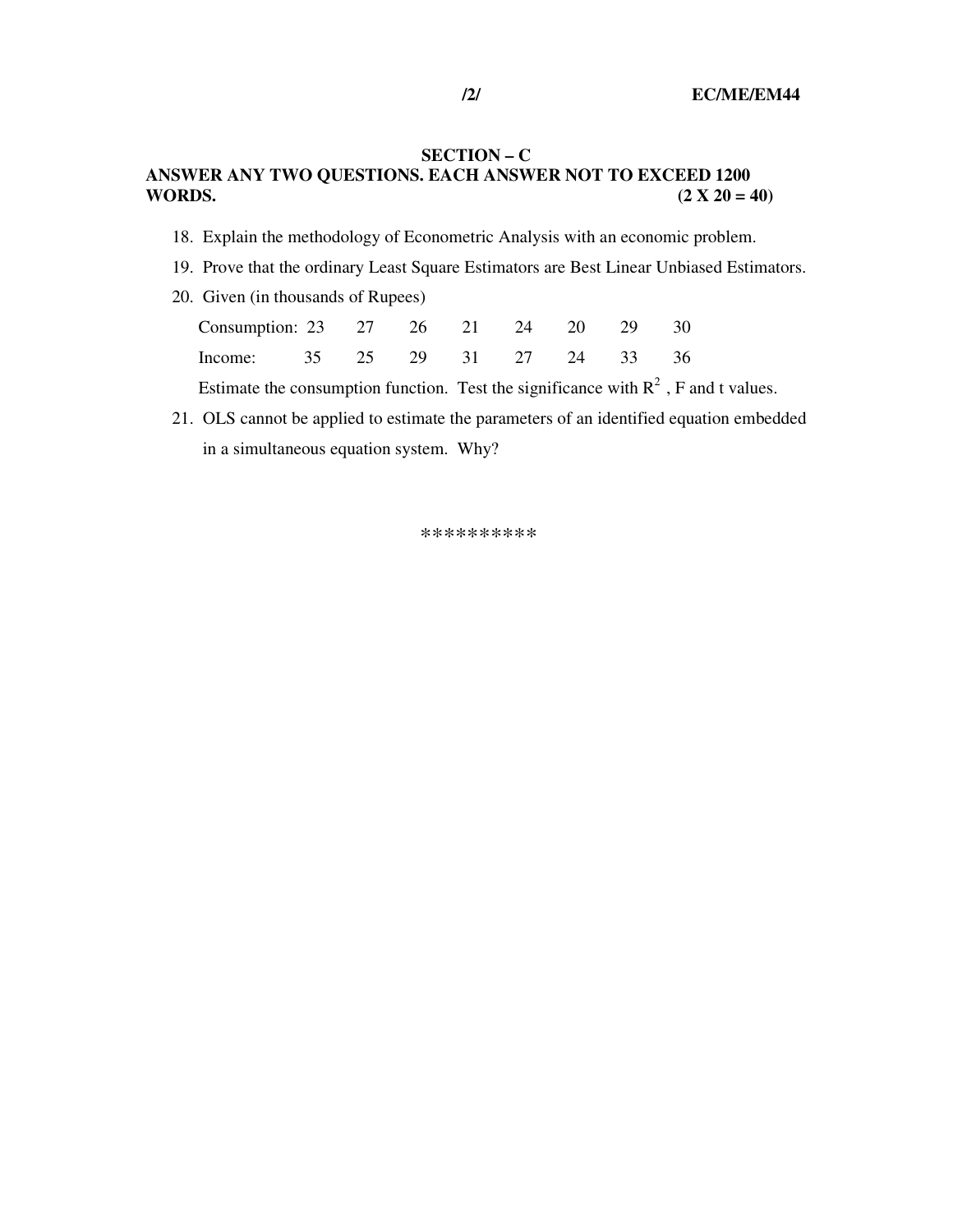## SECTION – C

**ANSWER ANY TWO QUESTIONS. EACH ANSWER NOT TO EXCEED 1200 WORDS. (2 X 20 = 40)**

18. Explain the methodology of Econometric Analysis with an economic problem.
19. Prove that the ordinary Least Square Estimators are Best Linear Unbiased Estimators.
20. Given (in thousands of Rupees)

| | | | | | | | | |
|---|---|---|---|---|---|---|---|---|
| Consumption: | 23 | 27 | 26 | 21 | 24 | 20 | 29 | 30 |
| Income: | 35 | 25 | 29 | 31 | 27 | 24 | 33 | 36 |

Estimate the consumption function. Test the significance with $R^2$ , F and t values.

21. OLS cannot be applied to estimate the parameters of an identified equation embedded in a simultaneous equation system. Why?

**********